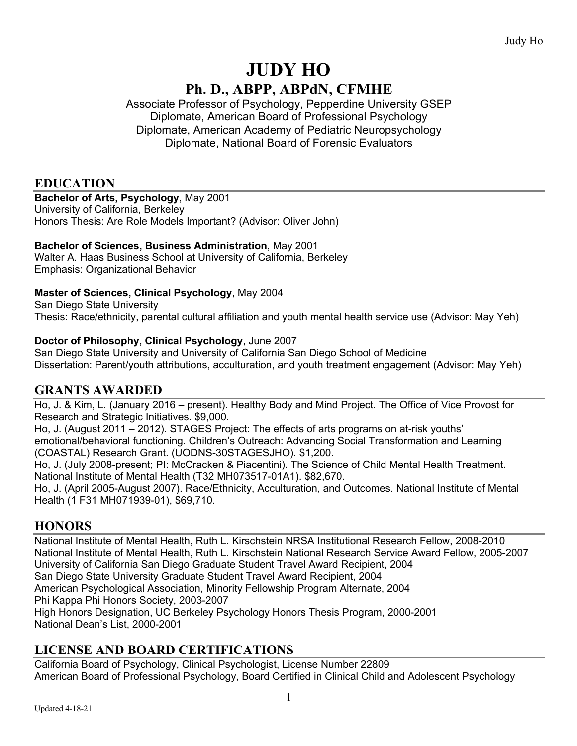# JUDY HO

## Ph. D., ABPP, ABPdN, CFMHE

Associate Professor of Psychology, Pepperdine University GSEP
Diplomate, American Board of Professional Psychology
Diplomate, American Academy of Pediatric Neuropsychology
Diplomate, National Board of Forensic Evaluators

## EDUCATION

**Bachelor of Arts, Psychology**, May 2001
University of California, Berkeley
Honors Thesis: Are Role Models Important? (Advisor: Oliver John)

**Bachelor of Sciences, Business Administration**, May 2001
Walter A. Haas Business School at University of California, Berkeley
Emphasis: Organizational Behavior

**Master of Sciences, Clinical Psychology**, May 2004
San Diego State University
Thesis: Race/ethnicity, parental cultural affiliation and youth mental health service use (Advisor: May Yeh)

**Doctor of Philosophy, Clinical Psychology**, June 2007
San Diego State University and University of California San Diego School of Medicine
Dissertation: Parent/youth attributions, acculturation, and youth treatment engagement (Advisor: May Yeh)

## GRANTS AWARDED

Ho, J. & Kim, L. (January 2016 – present). Healthy Body and Mind Project. The Office of Vice Provost for Research and Strategic Initiatives. $9,000.
Ho, J. (August 2011 – 2012). STAGES Project: The effects of arts programs on at-risk youths' emotional/behavioral functioning. Children's Outreach: Advancing Social Transformation and Learning (COASTAL) Research Grant. (UODNS-30STAGESJHO). $1,200.
Ho, J. (July 2008-present; PI: McCracken & Piacentini). The Science of Child Mental Health Treatment. National Institute of Mental Health (T32 MH073517-01A1). $82,670.
Ho, J. (April 2005-August 2007). Race/Ethnicity, Acculturation, and Outcomes. National Institute of Mental Health (1 F31 MH071939-01), $69,710.

## HONORS

National Institute of Mental Health, Ruth L. Kirschstein NRSA Institutional Research Fellow, 2008-2010
National Institute of Mental Health, Ruth L. Kirschstein National Research Service Award Fellow, 2005-2007
University of California San Diego Graduate Student Travel Award Recipient, 2004
San Diego State University Graduate Student Travel Award Recipient, 2004
American Psychological Association, Minority Fellowship Program Alternate, 2004
Phi Kappa Phi Honors Society, 2003-2007
High Honors Designation, UC Berkeley Psychology Honors Thesis Program, 2000-2001
National Dean's List, 2000-2001

## LICENSE AND BOARD CERTIFICATIONS

California Board of Psychology, Clinical Psychologist, License Number 22809
American Board of Professional Psychology, Board Certified in Clinical Child and Adolescent Psychology

Updated 4-18-21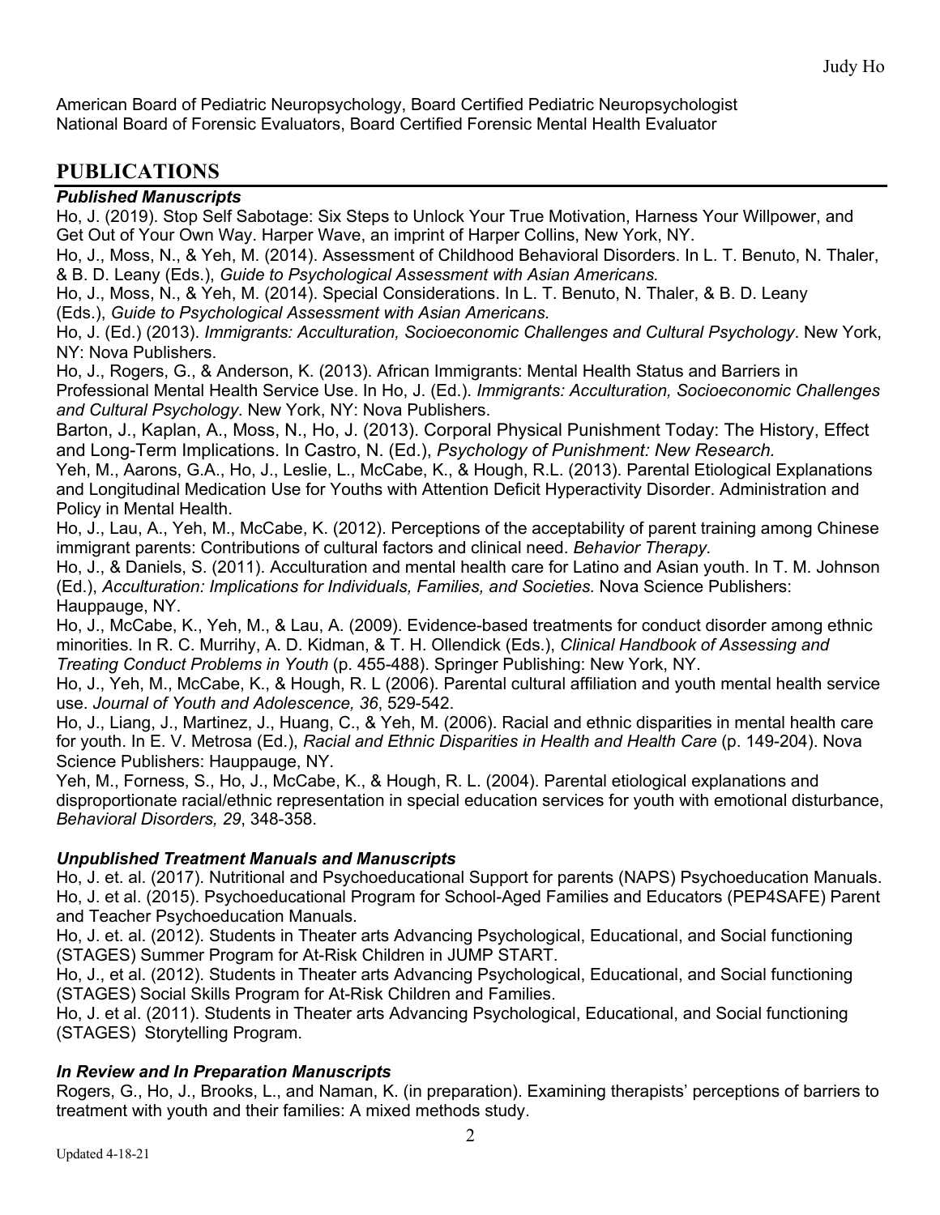American Board of Pediatric Neuropsychology, Board Certified Pediatric Neuropsychologist
National Board of Forensic Evaluators, Board Certified Forensic Mental Health Evaluator

## PUBLICATIONS

### *Published Manuscripts*

Ho, J. (2019). Stop Self Sabotage: Six Steps to Unlock Your True Motivation, Harness Your Willpower, and Get Out of Your Own Way. Harper Wave, an imprint of Harper Collins, New York, NY.

Ho, J., Moss, N., & Yeh, M. (2014). Assessment of Childhood Behavioral Disorders. In L. T. Benuto, N. Thaler, & B. D. Leany (Eds.), *Guide to Psychological Assessment with Asian Americans.*

Ho, J., Moss, N., & Yeh, M. (2014). Special Considerations. In L. T. Benuto, N. Thaler, & B. D. Leany (Eds.), *Guide to Psychological Assessment with Asian Americans.*

Ho, J. (Ed.) (2013). *Immigrants: Acculturation, Socioeconomic Challenges and Cultural Psychology*. New York, NY: Nova Publishers.

Ho, J., Rogers, G., & Anderson, K. (2013). African Immigrants: Mental Health Status and Barriers in Professional Mental Health Service Use. In Ho, J. (Ed.). *Immigrants: Acculturation, Socioeconomic Challenges and Cultural Psychology*. New York, NY: Nova Publishers.

Barton, J., Kaplan, A., Moss, N., Ho, J. (2013). Corporal Physical Punishment Today: The History, Effect and Long-Term Implications. In Castro, N. (Ed.), *Psychology of Punishment: New Research.*

Yeh, M., Aarons, G.A., Ho, J., Leslie, L., McCabe, K., & Hough, R.L. (2013). Parental Etiological Explanations and Longitudinal Medication Use for Youths with Attention Deficit Hyperactivity Disorder. Administration and Policy in Mental Health.

Ho, J., Lau, A., Yeh, M., McCabe, K. (2012). Perceptions of the acceptability of parent training among Chinese immigrant parents: Contributions of cultural factors and clinical need. *Behavior Therapy.*

Ho, J., & Daniels, S. (2011). Acculturation and mental health care for Latino and Asian youth. In T. M. Johnson (Ed.), *Acculturation: Implications for Individuals, Families, and Societies.* Nova Science Publishers: Hauppauge, NY.

Ho, J., McCabe, K., Yeh, M., & Lau, A. (2009). Evidence-based treatments for conduct disorder among ethnic minorities. In R. C. Murrihy, A. D. Kidman, & T. H. Ollendick (Eds.), *Clinical Handbook of Assessing and Treating Conduct Problems in Youth* (p. 455-488). Springer Publishing: New York, NY.

Ho, J., Yeh, M., McCabe, K., & Hough, R. L (2006). Parental cultural affiliation and youth mental health service use. *Journal of Youth and Adolescence, 36*, 529-542.

Ho, J., Liang, J., Martinez, J., Huang, C., & Yeh, M. (2006). Racial and ethnic disparities in mental health care for youth. In E. V. Metrosa (Ed.), *Racial and Ethnic Disparities in Health and Health Care* (p. 149-204). Nova Science Publishers: Hauppauge, NY.

Yeh, M., Forness, S., Ho, J., McCabe, K., & Hough, R. L. (2004). Parental etiological explanations and disproportionate racial/ethnic representation in special education services for youth with emotional disturbance, *Behavioral Disorders, 29*, 348-358.

### *Unpublished Treatment Manuals and Manuscripts*

Ho, J. et. al. (2017). Nutritional and Psychoeducational Support for parents (NAPS) Psychoeducation Manuals.

Ho, J. et al. (2015). Psychoeducational Program for School-Aged Families and Educators (PEP4SAFE) Parent and Teacher Psychoeducation Manuals.

Ho, J. et. al. (2012). Students in Theater arts Advancing Psychological, Educational, and Social functioning (STAGES) Summer Program for At-Risk Children in JUMP START.

Ho, J., et al. (2012). Students in Theater arts Advancing Psychological, Educational, and Social functioning (STAGES) Social Skills Program for At-Risk Children and Families.

Ho, J. et al. (2011). Students in Theater arts Advancing Psychological, Educational, and Social functioning (STAGES) Storytelling Program.

### *In Review and In Preparation Manuscripts*

Rogers, G., Ho, J., Brooks, L., and Naman, K. (in preparation). Examining therapists' perceptions of barriers to treatment with youth and their families: A mixed methods study.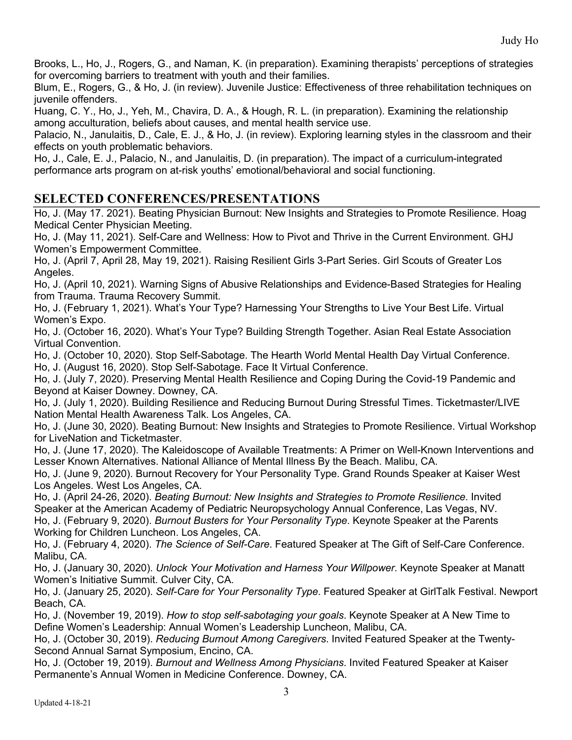Brooks, L., Ho, J., Rogers, G., and Naman, K. (in preparation). Examining therapists' perceptions of strategies for overcoming barriers to treatment with youth and their families.

Blum, E., Rogers, G., & Ho, J. (in review). Juvenile Justice: Effectiveness of three rehabilitation techniques on juvenile offenders.

Huang, C. Y., Ho, J., Yeh, M., Chavira, D. A., & Hough, R. L. (in preparation). Examining the relationship among acculturation, beliefs about causes, and mental health service use.

Palacio, N., Janulaitis, D., Cale, E. J., & Ho, J. (in review). Exploring learning styles in the classroom and their effects on youth problematic behaviors.

Ho, J., Cale, E. J., Palacio, N., and Janulaitis, D. (in preparation). The impact of a curriculum-integrated performance arts program on at-risk youths' emotional/behavioral and social functioning.

## SELECTED CONFERENCES/PRESENTATIONS

Ho, J. (May 17. 2021). Beating Physician Burnout: New Insights and Strategies to Promote Resilience. Hoag Medical Center Physician Meeting.

Ho, J. (May 11, 2021). Self-Care and Wellness: How to Pivot and Thrive in the Current Environment. GHJ Women's Empowerment Committee.

Ho, J. (April 7, April 28, May 19, 2021). Raising Resilient Girls 3-Part Series. Girl Scouts of Greater Los Angeles.

Ho, J. (April 10, 2021). Warning Signs of Abusive Relationships and Evidence-Based Strategies for Healing from Trauma. Trauma Recovery Summit.

Ho, J. (February 1, 2021). What's Your Type? Harnessing Your Strengths to Live Your Best Life. Virtual Women's Expo.

Ho, J. (October 16, 2020). What's Your Type? Building Strength Together. Asian Real Estate Association Virtual Convention.

Ho, J. (October 10, 2020). Stop Self-Sabotage. The Hearth World Mental Health Day Virtual Conference.

Ho, J. (August 16, 2020). Stop Self-Sabotage. Face It Virtual Conference.

Ho, J. (July 7, 2020). Preserving Mental Health Resilience and Coping During the Covid-19 Pandemic and Beyond at Kaiser Downey. Downey, CA.

Ho, J. (July 1, 2020). Building Resilience and Reducing Burnout During Stressful Times. Ticketmaster/LIVE Nation Mental Health Awareness Talk. Los Angeles, CA.

Ho, J. (June 30, 2020). Beating Burnout: New Insights and Strategies to Promote Resilience. Virtual Workshop for LiveNation and Ticketmaster.

Ho, J. (June 17, 2020). The Kaleidoscope of Available Treatments: A Primer on Well-Known Interventions and Lesser Known Alternatives. National Alliance of Mental Illness By the Beach. Malibu, CA.

Ho, J. (June 9, 2020). Burnout Recovery for Your Personality Type. Grand Rounds Speaker at Kaiser West Los Angeles. West Los Angeles, CA.

Ho, J. (April 24-26, 2020). *Beating Burnout: New Insights and Strategies to Promote Resilience*. Invited Speaker at the American Academy of Pediatric Neuropsychology Annual Conference, Las Vegas, NV.

Ho, J. (February 9, 2020). *Burnout Busters for Your Personality Type*. Keynote Speaker at the Parents Working for Children Luncheon. Los Angeles, CA.

Ho, J. (February 4, 2020). *The Science of Self-Care*. Featured Speaker at The Gift of Self-Care Conference. Malibu, CA.

Ho, J. (January 30, 2020). *Unlock Your Motivation and Harness Your Willpower*. Keynote Speaker at Manatt Women's Initiative Summit. Culver City, CA.

Ho, J. (January 25, 2020). *Self-Care for Your Personality Type*. Featured Speaker at GirlTalk Festival. Newport Beach, CA.

Ho, J. (November 19, 2019). *How to stop self-sabotaging your goals*. Keynote Speaker at A New Time to Define Women's Leadership: Annual Women's Leadership Luncheon, Malibu, CA.

Ho, J. (October 30, 2019). *Reducing Burnout Among Caregivers*. Invited Featured Speaker at the Twenty-Second Annual Sarnat Symposium, Encino, CA.

Ho, J. (October 19, 2019). *Burnout and Wellness Among Physicians*. Invited Featured Speaker at Kaiser Permanente's Annual Women in Medicine Conference. Downey, CA.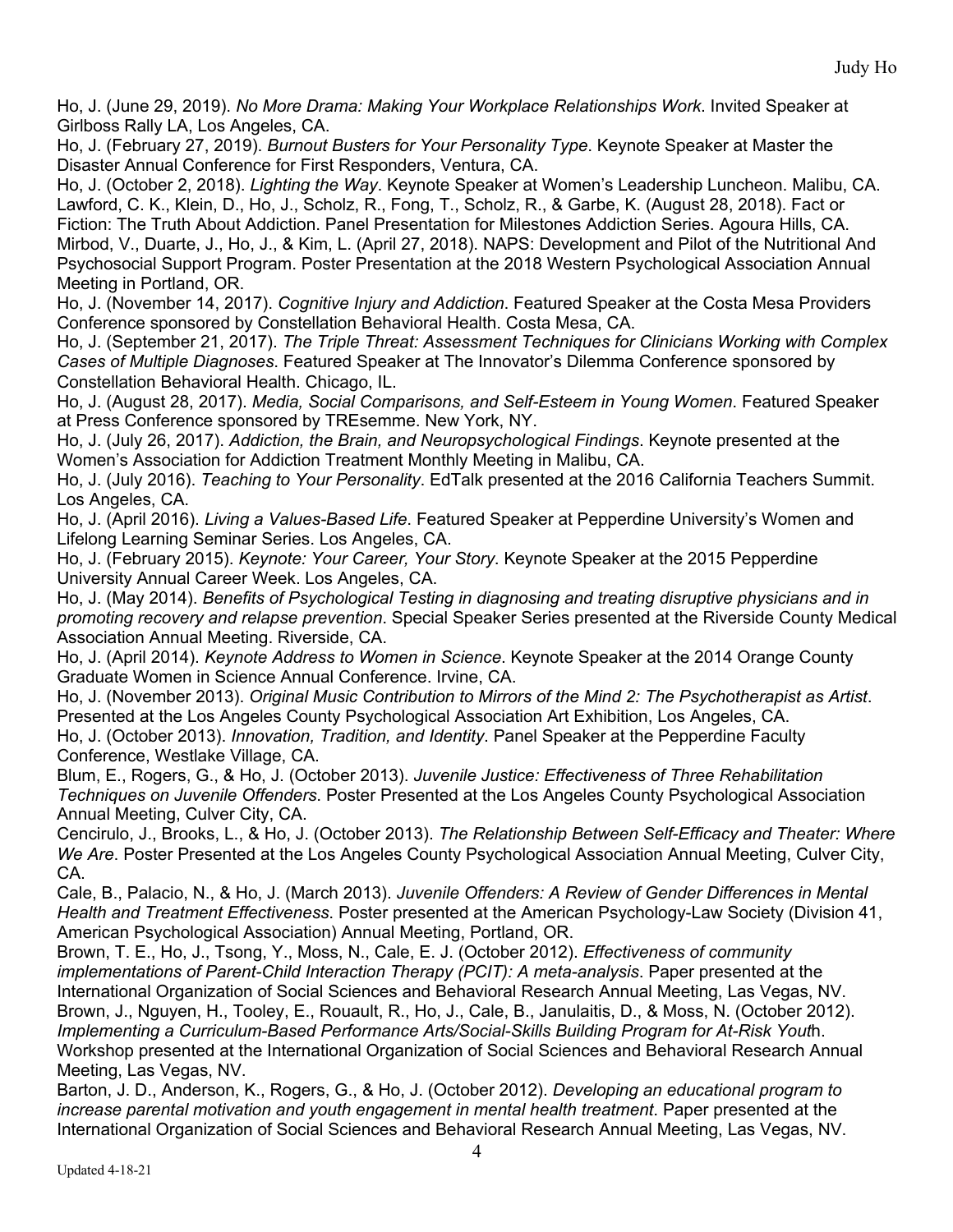Ho, J. (June 29, 2019). *No More Drama: Making Your Workplace Relationships Work*. Invited Speaker at Girlboss Rally LA, Los Angeles, CA.

Ho, J. (February 27, 2019). *Burnout Busters for Your Personality Type*. Keynote Speaker at Master the Disaster Annual Conference for First Responders, Ventura, CA.

Ho, J. (October 2, 2018). *Lighting the Way*. Keynote Speaker at Women's Leadership Luncheon. Malibu, CA.

Lawford, C. K., Klein, D., Ho, J., Scholz, R., Fong, T., Scholz, R., & Garbe, K. (August 28, 2018). Fact or Fiction: The Truth About Addiction. Panel Presentation for Milestones Addiction Series. Agoura Hills, CA.

Mirbod, V., Duarte, J., Ho, J., & Kim, L. (April 27, 2018). NAPS: Development and Pilot of the Nutritional And Psychosocial Support Program. Poster Presentation at the 2018 Western Psychological Association Annual Meeting in Portland, OR.

Ho, J. (November 14, 2017). *Cognitive Injury and Addiction*. Featured Speaker at the Costa Mesa Providers Conference sponsored by Constellation Behavioral Health. Costa Mesa, CA.

Ho, J. (September 21, 2017). *The Triple Threat: Assessment Techniques for Clinicians Working with Complex Cases of Multiple Diagnoses*. Featured Speaker at The Innovator's Dilemma Conference sponsored by Constellation Behavioral Health. Chicago, IL.

Ho, J. (August 28, 2017). *Media, Social Comparisons, and Self-Esteem in Young Women*. Featured Speaker at Press Conference sponsored by TREsemme. New York, NY.

Ho, J. (July 26, 2017). *Addiction, the Brain, and Neuropsychological Findings*. Keynote presented at the Women's Association for Addiction Treatment Monthly Meeting in Malibu, CA.

Ho, J. (July 2016). *Teaching to Your Personality*. EdTalk presented at the 2016 California Teachers Summit. Los Angeles, CA.

Ho, J. (April 2016). *Living a Values-Based Life*. Featured Speaker at Pepperdine University's Women and Lifelong Learning Seminar Series. Los Angeles, CA.

Ho, J. (February 2015). *Keynote: Your Career, Your Story*. Keynote Speaker at the 2015 Pepperdine University Annual Career Week. Los Angeles, CA.

Ho, J. (May 2014). *Benefits of Psychological Testing in diagnosing and treating disruptive physicians and in promoting recovery and relapse prevention*. Special Speaker Series presented at the Riverside County Medical Association Annual Meeting. Riverside, CA.

Ho, J. (April 2014). *Keynote Address to Women in Science*. Keynote Speaker at the 2014 Orange County Graduate Women in Science Annual Conference. Irvine, CA.

Ho, J. (November 2013). *Original Music Contribution to Mirrors of the Mind 2: The Psychotherapist as Artist*. Presented at the Los Angeles County Psychological Association Art Exhibition, Los Angeles, CA.

Ho, J. (October 2013). *Innovation, Tradition, and Identity*. Panel Speaker at the Pepperdine Faculty Conference, Westlake Village, CA.

Blum, E., Rogers, G., & Ho, J. (October 2013). *Juvenile Justice: Effectiveness of Three Rehabilitation Techniques on Juvenile Offenders*. Poster Presented at the Los Angeles County Psychological Association Annual Meeting, Culver City, CA.

Cencirulo, J., Brooks, L., & Ho, J. (October 2013). *The Relationship Between Self-Efficacy and Theater: Where We Are*. Poster Presented at the Los Angeles County Psychological Association Annual Meeting, Culver City, CA.

Cale, B., Palacio, N., & Ho, J. (March 2013). *Juvenile Offenders: A Review of Gender Differences in Mental Health and Treatment Effectiveness*. Poster presented at the American Psychology-Law Society (Division 41, American Psychological Association) Annual Meeting, Portland, OR.

Brown, T. E., Ho, J., Tsong, Y., Moss, N., Cale, E. J. (October 2012). *Effectiveness of community implementations of Parent-Child Interaction Therapy (PCIT): A meta-analysis*. Paper presented at the International Organization of Social Sciences and Behavioral Research Annual Meeting, Las Vegas, NV.

Brown, J., Nguyen, H., Tooley, E., Rouault, R., Ho, J., Cale, B., Janulaitis, D., & Moss, N. (October 2012). *Implementing a Curriculum-Based Performance Arts/Social-Skills Building Program for At-Risk Yout*h. Workshop presented at the International Organization of Social Sciences and Behavioral Research Annual Meeting, Las Vegas, NV.

Barton, J. D., Anderson, K., Rogers, G., & Ho, J. (October 2012). *Developing an educational program to increase parental motivation and youth engagement in mental health treatment*. Paper presented at the International Organization of Social Sciences and Behavioral Research Annual Meeting, Las Vegas, NV.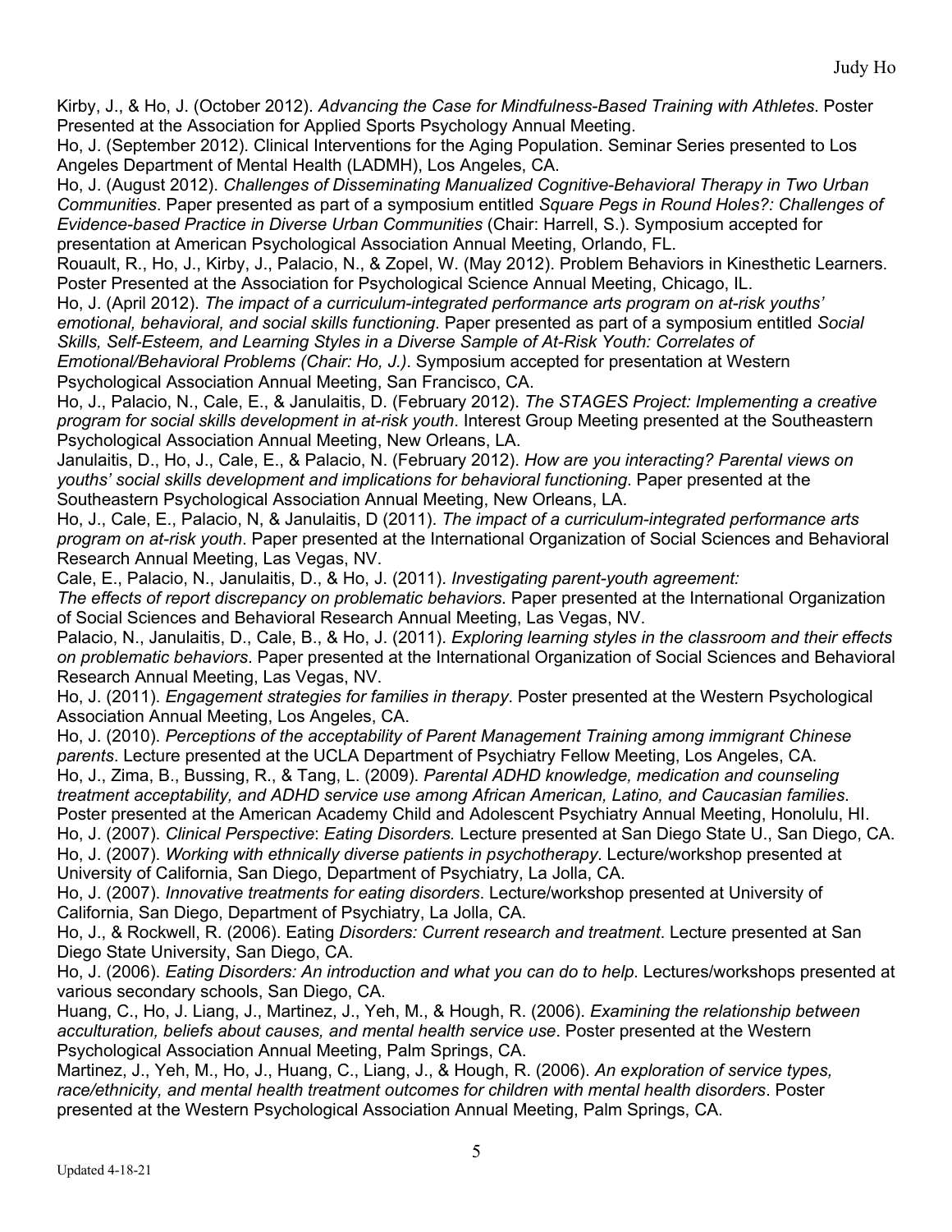Kirby, J., & Ho, J. (October 2012). *Advancing the Case for Mindfulness-Based Training with Athletes*. Poster Presented at the Association for Applied Sports Psychology Annual Meeting.

Ho, J. (September 2012). Clinical Interventions for the Aging Population. Seminar Series presented to Los Angeles Department of Mental Health (LADMH), Los Angeles, CA.

Ho, J. (August 2012). *Challenges of Disseminating Manualized Cognitive-Behavioral Therapy in Two Urban Communities*. Paper presented as part of a symposium entitled *Square Pegs in Round Holes?: Challenges of Evidence-based Practice in Diverse Urban Communities* (Chair: Harrell, S.). Symposium accepted for presentation at American Psychological Association Annual Meeting, Orlando, FL.

Rouault, R., Ho, J., Kirby, J., Palacio, N., & Zopel, W. (May 2012). Problem Behaviors in Kinesthetic Learners. Poster Presented at the Association for Psychological Science Annual Meeting, Chicago, IL.

Ho, J. (April 2012). *The impact of a curriculum-integrated performance arts program on at-risk youths' emotional, behavioral, and social skills functioning*. Paper presented as part of a symposium entitled *Social Skills, Self-Esteem, and Learning Styles in a Diverse Sample of At-Risk Youth: Correlates of Emotional/Behavioral Problems (Chair: Ho, J.)*. Symposium accepted for presentation at Western Psychological Association Annual Meeting, San Francisco, CA.

Ho, J., Palacio, N., Cale, E., & Janulaitis, D. (February 2012). *The STAGES Project: Implementing a creative program for social skills development in at-risk youth*. Interest Group Meeting presented at the Southeastern Psychological Association Annual Meeting, New Orleans, LA.

Janulaitis, D., Ho, J., Cale, E., & Palacio, N. (February 2012). *How are you interacting? Parental views on youths' social skills development and implications for behavioral functioning*. Paper presented at the Southeastern Psychological Association Annual Meeting, New Orleans, LA.

Ho, J., Cale, E., Palacio, N, & Janulaitis, D (2011). *The impact of a curriculum-integrated performance arts program on at-risk youth*. Paper presented at the International Organization of Social Sciences and Behavioral Research Annual Meeting, Las Vegas, NV.

Cale, E., Palacio, N., Janulaitis, D., & Ho, J. (2011). *Investigating parent-youth agreement: The effects of report discrepancy on problematic behaviors*. Paper presented at the International Organization of Social Sciences and Behavioral Research Annual Meeting, Las Vegas, NV.

Palacio, N., Janulaitis, D., Cale, B., & Ho, J. (2011). *Exploring learning styles in the classroom and their effects on problematic behaviors*. Paper presented at the International Organization of Social Sciences and Behavioral Research Annual Meeting, Las Vegas, NV.

Ho, J. (2011). *Engagement strategies for families in therapy*. Poster presented at the Western Psychological Association Annual Meeting, Los Angeles, CA.

Ho, J. (2010). *Perceptions of the acceptability of Parent Management Training among immigrant Chinese parents*. Lecture presented at the UCLA Department of Psychiatry Fellow Meeting, Los Angeles, CA.

Ho, J., Zima, B., Bussing, R., & Tang, L. (2009). *Parental ADHD knowledge, medication and counseling treatment acceptability, and ADHD service use among African American, Latino, and Caucasian families*. Poster presented at the American Academy Child and Adolescent Psychiatry Annual Meeting, Honolulu, HI.

Ho, J. (2007). *Clinical Perspective*: *Eating Disorders*. Lecture presented at San Diego State U., San Diego, CA.

Ho, J. (2007). *Working with ethnically diverse patients in psychotherapy*. Lecture/workshop presented at University of California, San Diego, Department of Psychiatry, La Jolla, CA.

Ho, J. (2007). *Innovative treatments for eating disorders*. Lecture/workshop presented at University of California, San Diego, Department of Psychiatry, La Jolla, CA.

Ho, J., & Rockwell, R. (2006). Eating *Disorders: Current research and treatment*. Lecture presented at San Diego State University, San Diego, CA.

Ho, J. (2006). *Eating Disorders: An introduction and what you can do to help*. Lectures/workshops presented at various secondary schools, San Diego, CA.

Huang, C., Ho, J. Liang, J., Martinez, J., Yeh, M., & Hough, R. (2006). *Examining the relationship between acculturation, beliefs about causes, and mental health service use*. Poster presented at the Western Psychological Association Annual Meeting, Palm Springs, CA.

Martinez, J., Yeh, M., Ho, J., Huang, C., Liang, J., & Hough, R. (2006). *An exploration of service types, race/ethnicity, and mental health treatment outcomes for children with mental health disorders*. Poster presented at the Western Psychological Association Annual Meeting, Palm Springs, CA.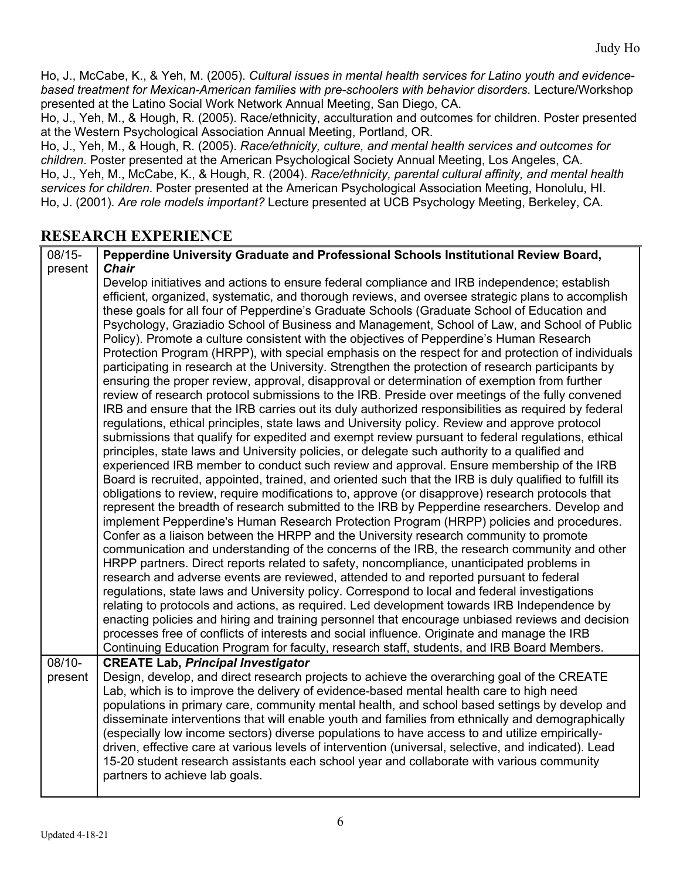Ho, J., McCabe, K., & Yeh, M. (2005). *Cultural issues in mental health services for Latino youth and evidence-based treatment for Mexican-American families with pre-schoolers with behavior disorders*. Lecture/Workshop presented at the Latino Social Work Network Annual Meeting, San Diego, CA.
Ho, J., Yeh, M., & Hough, R. (2005). Race/ethnicity, acculturation and outcomes for children. Poster presented at the Western Psychological Association Annual Meeting, Portland, OR.
Ho, J., Yeh, M., & Hough, R. (2005). *Race/ethnicity, culture, and mental health services and outcomes for children*. Poster presented at the American Psychological Society Annual Meeting, Los Angeles, CA.
Ho, J., Yeh, M., McCabe, K., & Hough, R. (2004). *Race/ethnicity, parental cultural affinity, and mental health services for children*. Poster presented at the American Psychological Association Meeting, Honolulu, HI.
Ho, J. (2001). *Are role models important?* Lecture presented at UCB Psychology Meeting, Berkeley, CA.

## RESEARCH EXPERIENCE

| | |
|---|---|
| 08/15-present | **Pepperdine University Graduate and Professional Schools Institutional Review Board, *Chair***<br>Develop initiatives and actions to ensure federal compliance and IRB independence; establish efficient, organized, systematic, and thorough reviews, and oversee strategic plans to accomplish these goals for all four of Pepperdine's Graduate Schools (Graduate School of Education and Psychology, Graziadio School of Business and Management, School of Law, and School of Public Policy). Promote a culture consistent with the objectives of Pepperdine's Human Research Protection Program (HRPP), with special emphasis on the respect for and protection of individuals participating in research at the University. Strengthen the protection of research participants by ensuring the proper review, approval, disapproval or determination of exemption from further review of research protocol submissions to the IRB. Preside over meetings of the fully convened IRB and ensure that the IRB carries out its duly authorized responsibilities as required by federal regulations, ethical principles, state laws and University policy. Review and approve protocol submissions that qualify for expedited and exempt review pursuant to federal regulations, ethical principles, state laws and University policies, or delegate such authority to a qualified and experienced IRB member to conduct such review and approval. Ensure membership of the IRB Board is recruited, appointed, trained, and oriented such that the IRB is duly qualified to fulfill its obligations to review, require modifications to, approve (or disapprove) research protocols that represent the breadth of research submitted to the IRB by Pepperdine researchers. Develop and implement Pepperdine's Human Research Protection Program (HRPP) policies and procedures. Confer as a liaison between the HRPP and the University research community to promote communication and understanding of the concerns of the IRB, the research community and other HRPP partners. Direct reports related to safety, noncompliance, unanticipated problems in research and adverse events are reviewed, attended to and reported pursuant to federal regulations, state laws and University policy. Correspond to local and federal investigations relating to protocols and actions, as required. Led development towards IRB Independence by enacting policies and hiring and training personnel that encourage unbiased reviews and decision processes free of conflicts of interests and social influence. Originate and manage the IRB Continuing Education Program for faculty, research staff, students, and IRB Board Members. |
| 08/10-present | **CREATE Lab, *Principal Investigator***<br>Design, develop, and direct research projects to achieve the overarching goal of the CREATE Lab, which is to improve the delivery of evidence-based mental health care to high need populations in primary care, community mental health, and school based settings by develop and disseminate interventions that will enable youth and families from ethnically and demographically (especially low income sectors) diverse populations to have access to and utilize empirically-driven, effective care at various levels of intervention (universal, selective, and indicated). Lead 15-20 student research assistants each school year and collaborate with various community partners to achieve lab goals. |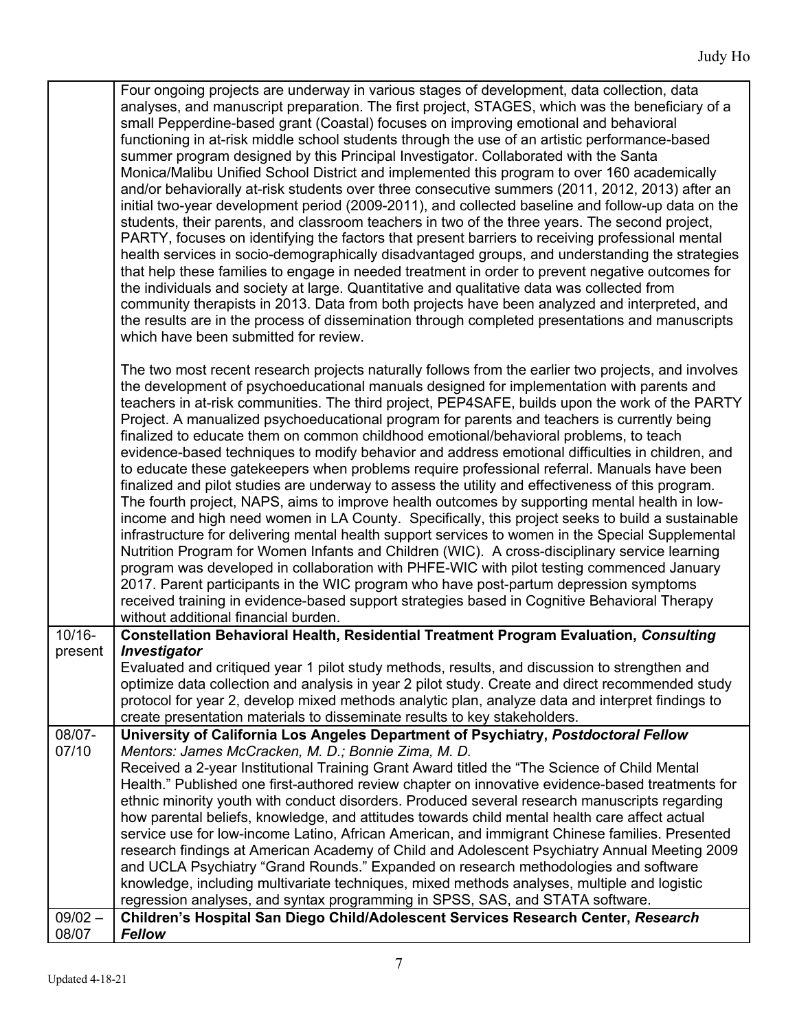| | |
|---|---|
| | Four ongoing projects are underway in various stages of development, data collection, data analyses, and manuscript preparation. The first project, STAGES, which was the beneficiary of a small Pepperdine-based grant (Coastal) focuses on improving emotional and behavioral functioning in at-risk middle school students through the use of an artistic performance-based summer program designed by this Principal Investigator. Collaborated with the Santa Monica/Malibu Unified School District and implemented this program to over 160 academically and/or behaviorally at-risk students over three consecutive summers (2011, 2012, 2013) after an initial two-year development period (2009-2011), and collected baseline and follow-up data on the students, their parents, and classroom teachers in two of the three years. The second project, PARTY, focuses on identifying the factors that present barriers to receiving professional mental health services in socio-demographically disadvantaged groups, and understanding the strategies that help these families to engage in needed treatment in order to prevent negative outcomes for the individuals and society at large. Quantitative and qualitative data was collected from community therapists in 2013. Data from both projects have been analyzed and interpreted, and the results are in the process of dissemination through completed presentations and manuscripts which have been submitted for review.<br><br>The two most recent research projects naturally follows from the earlier two projects, and involves the development of psychoeducational manuals designed for implementation with parents and teachers in at-risk communities. The third project, PEP4SAFE, builds upon the work of the PARTY Project. A manualized psychoeducational program for parents and teachers is currently being finalized to educate them on common childhood emotional/behavioral problems, to teach evidence-based techniques to modify behavior and address emotional difficulties in children, and to educate these gatekeepers when problems require professional referral. Manuals have been finalized and pilot studies are underway to assess the utility and effectiveness of this program. The fourth project, NAPS, aims to improve health outcomes by supporting mental health in low-income and high need women in LA County. Specifically, this project seeks to build a sustainable infrastructure for delivering mental health support services to women in the Special Supplemental Nutrition Program for Women Infants and Children (WIC). A cross-disciplinary service learning program was developed in collaboration with PHFE-WIC with pilot testing commenced January 2017. Parent participants in the WIC program who have post-partum depression symptoms received training in evidence-based support strategies based in Cognitive Behavioral Therapy without additional financial burden. |
| 10/16-present | **Constellation Behavioral Health, Residential Treatment Program Evaluation, *Consulting Investigator***<br>Evaluated and critiqued year 1 pilot study methods, results, and discussion to strengthen and optimize data collection and analysis in year 2 pilot study. Create and direct recommended study protocol for year 2, develop mixed methods analytic plan, analyze data and interpret findings to create presentation materials to disseminate results to key stakeholders. |
| 08/07-07/10 | **University of California Los Angeles Department of Psychiatry, *Postdoctoral Fellow***<br>*Mentors: James McCracken, M. D.; Bonnie Zima, M. D.*<br>Received a 2-year Institutional Training Grant Award titled the "The Science of Child Mental Health." Published one first-authored review chapter on innovative evidence-based treatments for ethnic minority youth with conduct disorders. Produced several research manuscripts regarding how parental beliefs, knowledge, and attitudes towards child mental health care affect actual service use for low-income Latino, African American, and immigrant Chinese families. Presented research findings at American Academy of Child and Adolescent Psychiatry Annual Meeting 2009 and UCLA Psychiatry "Grand Rounds." Expanded on research methodologies and software knowledge, including multivariate techniques, mixed methods analyses, multiple and logistic regression analyses, and syntax programming in SPSS, SAS, and STATA software. |
| 09/02 – 08/07 | **Children's Hospital San Diego Child/Adolescent Services Research Center, *Research Fellow*** |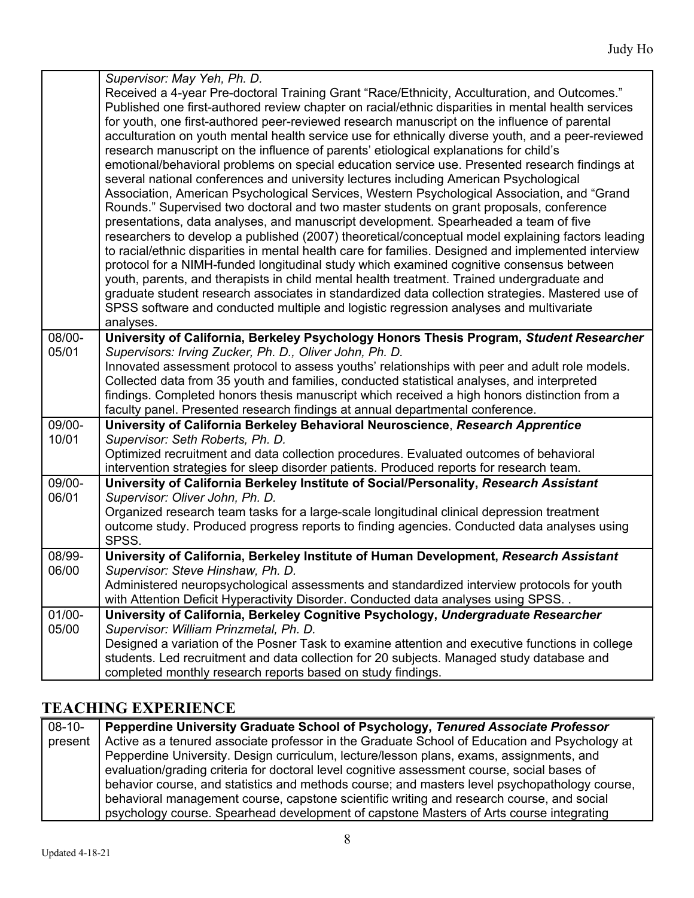| | |
|---|---|
| | *Supervisor: May Yeh, Ph. D.*<br>Received a 4-year Pre-doctoral Training Grant "Race/Ethnicity, Acculturation, and Outcomes." Published one first-authored review chapter on racial/ethnic disparities in mental health services for youth, one first-authored peer-reviewed research manuscript on the influence of parental acculturation on youth mental health service use for ethnically diverse youth, and a peer-reviewed research manuscript on the influence of parents' etiological explanations for child's emotional/behavioral problems on special education service use. Presented research findings at several national conferences and university lectures including American Psychological Association, American Psychological Services, Western Psychological Association, and "Grand Rounds." Supervised two doctoral and two master students on grant proposals, conference presentations, data analyses, and manuscript development. Spearheaded a team of five researchers to develop a published (2007) theoretical/conceptual model explaining factors leading to racial/ethnic disparities in mental health care for families. Designed and implemented interview protocol for a NIMH-funded longitudinal study which examined cognitive consensus between youth, parents, and therapists in child mental health treatment. Trained undergraduate and graduate student research associates in standardized data collection strategies. Mastered use of SPSS software and conducted multiple and logistic regression analyses and multivariate analyses. |
| 08/00-05/01 | **University of California, Berkeley Psychology Honors Thesis Program, *Student Researcher***<br>*Supervisors: Irving Zucker, Ph. D., Oliver John, Ph. D.*<br>Innovated assessment protocol to assess youths' relationships with peer and adult role models. Collected data from 35 youth and families, conducted statistical analyses, and interpreted findings. Completed honors thesis manuscript which received a high honors distinction from a faculty panel. Presented research findings at annual departmental conference. |
| 09/00-10/01 | **University of California Berkeley Behavioral Neuroscience**, ***Research Apprentice***<br>*Supervisor: Seth Roberts, Ph. D.*<br>Optimized recruitment and data collection procedures. Evaluated outcomes of behavioral intervention strategies for sleep disorder patients. Produced reports for research team. |
| 09/00-06/01 | **University of California Berkeley Institute of Social/Personality, *Research Assistant***<br>*Supervisor: Oliver John, Ph. D.*<br>Organized research team tasks for a large-scale longitudinal clinical depression treatment outcome study. Produced progress reports to finding agencies. Conducted data analyses using SPSS. |
| 08/99-06/00 | **University of California, Berkeley Institute of Human Development, *Research Assistant***<br>*Supervisor: Steve Hinshaw, Ph. D.*<br>Administered neuropsychological assessments and standardized interview protocols for youth with Attention Deficit Hyperactivity Disorder. Conducted data analyses using SPSS. . |
| 01/00-05/00 | **University of California, Berkeley Cognitive Psychology, *Undergraduate Researcher***<br>*Supervisor: William Prinzmetal, Ph. D.*<br>Designed a variation of the Posner Task to examine attention and executive functions in college students. Led recruitment and data collection for 20 subjects. Managed study database and completed monthly research reports based on study findings. |

## TEACHING EXPERIENCE

| | |
|---|---|
| 08-10-present | **Pepperdine University Graduate School of Psychology, *Tenured Associate Professor***<br>Active as a tenured associate professor in the Graduate School of Education and Psychology at Pepperdine University. Design curriculum, lecture/lesson plans, exams, assignments, and evaluation/grading criteria for doctoral level cognitive assessment course, social bases of behavior course, and statistics and methods course; and masters level psychopathology course, behavioral management course, capstone scientific writing and research course, and social psychology course. Spearhead development of capstone Masters of Arts course integrating |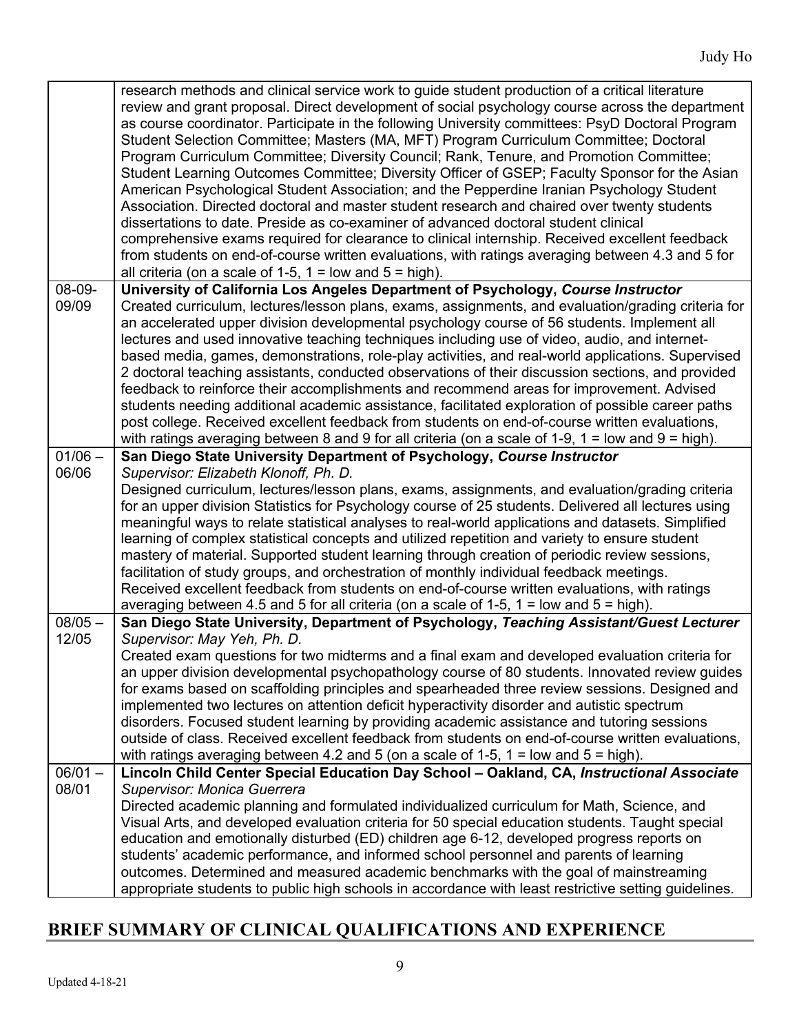| | |
|---|---|
| | research methods and clinical service work to guide student production of a critical literature review and grant proposal. Direct development of social psychology course across the department as course coordinator. Participate in the following University committees: PsyD Doctoral Program Student Selection Committee; Masters (MA, MFT) Program Curriculum Committee; Doctoral Program Curriculum Committee; Diversity Council; Rank, Tenure, and Promotion Committee; Student Learning Outcomes Committee; Diversity Officer of GSEP; Faculty Sponsor for the Asian American Psychological Student Association; and the Pepperdine Iranian Psychology Student Association. Directed doctoral and master student research and chaired over twenty students dissertations to date. Preside as co-examiner of advanced doctoral student clinical comprehensive exams required for clearance to clinical internship. Received excellent feedback from students on end-of-course written evaluations, with ratings averaging between 4.3 and 5 for all criteria (on a scale of 1-5, 1 = low and 5 = high). |
| 08-09-09/09 | **University of California Los Angeles Department of Psychology, *Course Instructor*** Created curriculum, lectures/lesson plans, exams, assignments, and evaluation/grading criteria for an accelerated upper division developmental psychology course of 56 students. Implement all lectures and used innovative teaching techniques including use of video, audio, and internet-based media, games, demonstrations, role-play activities, and real-world applications. Supervised 2 doctoral teaching assistants, conducted observations of their discussion sections, and provided feedback to reinforce their accomplishments and recommend areas for improvement. Advised students needing additional academic assistance, facilitated exploration of possible career paths post college. Received excellent feedback from students on end-of-course written evaluations, with ratings averaging between 8 and 9 for all criteria (on a scale of 1-9, 1 = low and 9 = high). |
| 01/06 – 06/06 | **San Diego State University Department of Psychology, *Course Instructor*** *Supervisor: Elizabeth Klonoff, Ph. D.* Designed curriculum, lectures/lesson plans, exams, assignments, and evaluation/grading criteria for an upper division Statistics for Psychology course of 25 students. Delivered all lectures using meaningful ways to relate statistical analyses to real-world applications and datasets. Simplified learning of complex statistical concepts and utilized repetition and variety to ensure student mastery of material. Supported student learning through creation of periodic review sessions, facilitation of study groups, and orchestration of monthly individual feedback meetings. Received excellent feedback from students on end-of-course written evaluations, with ratings averaging between 4.5 and 5 for all criteria (on a scale of 1-5, 1 = low and 5 = high). |
| 08/05 – 12/05 | **San Diego State University, Department of Psychology, *Teaching Assistant/Guest Lecturer*** *Supervisor: May Yeh, Ph. D.* Created exam questions for two midterms and a final exam and developed evaluation criteria for an upper division developmental psychopathology course of 80 students. Innovated review guides for exams based on scaffolding principles and spearheaded three review sessions. Designed and implemented two lectures on attention deficit hyperactivity disorder and autistic spectrum disorders. Focused student learning by providing academic assistance and tutoring sessions outside of class. Received excellent feedback from students on end-of-course written evaluations, with ratings averaging between 4.2 and 5 (on a scale of 1-5, 1 = low and 5 = high). |
| 06/01 – 08/01 | **Lincoln Child Center Special Education Day School – Oakland, CA, *Instructional Associate*** *Supervisor: Monica Guerrera* Directed academic planning and formulated individualized curriculum for Math, Science, and Visual Arts, and developed evaluation criteria for 50 special education students. Taught special education and emotionally disturbed (ED) children age 6-12, developed progress reports on students' academic performance, and informed school personnel and parents of learning outcomes. Determined and measured academic benchmarks with the goal of mainstreaming appropriate students to public high schools in accordance with least restrictive setting guidelines. |

## BRIEF SUMMARY OF CLINICAL QUALIFICATIONS AND EXPERIENCE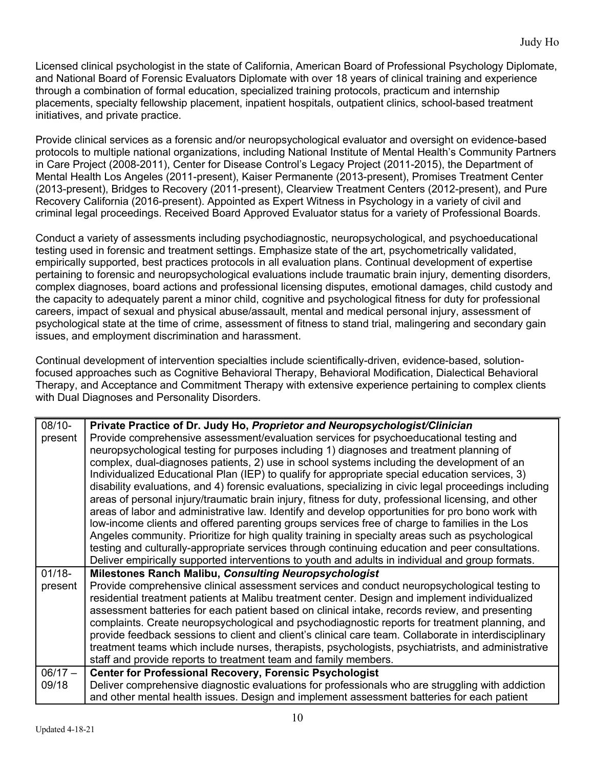Licensed clinical psychologist in the state of California, American Board of Professional Psychology Diplomate, and National Board of Forensic Evaluators Diplomate with over 18 years of clinical training and experience through a combination of formal education, specialized training protocols, practicum and internship placements, specialty fellowship placement, inpatient hospitals, outpatient clinics, school-based treatment initiatives, and private practice.

Provide clinical services as a forensic and/or neuropsychological evaluator and oversight on evidence-based protocols to multiple national organizations, including National Institute of Mental Health's Community Partners in Care Project (2008-2011), Center for Disease Control's Legacy Project (2011-2015), the Department of Mental Health Los Angeles (2011-present), Kaiser Permanente (2013-present), Promises Treatment Center (2013-present), Bridges to Recovery (2011-present), Clearview Treatment Centers (2012-present), and Pure Recovery California (2016-present). Appointed as Expert Witness in Psychology in a variety of civil and criminal legal proceedings. Received Board Approved Evaluator status for a variety of Professional Boards.

Conduct a variety of assessments including psychodiagnostic, neuropsychological, and psychoeducational testing used in forensic and treatment settings. Emphasize state of the art, psychometrically validated, empirically supported, best practices protocols in all evaluation plans. Continual development of expertise pertaining to forensic and neuropsychological evaluations include traumatic brain injury, dementing disorders, complex diagnoses, board actions and professional licensing disputes, emotional damages, child custody and the capacity to adequately parent a minor child, cognitive and psychological fitness for duty for professional careers, impact of sexual and physical abuse/assault, mental and medical personal injury, assessment of psychological state at the time of crime, assessment of fitness to stand trial, malingering and secondary gain issues, and employment discrimination and harassment.

Continual development of intervention specialties include scientifically-driven, evidence-based, solution-focused approaches such as Cognitive Behavioral Therapy, Behavioral Modification, Dialectical Behavioral Therapy, and Acceptance and Commitment Therapy with extensive experience pertaining to complex clients with Dual Diagnoses and Personality Disorders.

| | |
|---|---|
| 08/10-present | **Private Practice of Dr. Judy Ho, *Proprietor and Neuropsychologist/Clinician*** Provide comprehensive assessment/evaluation services for psychoeducational testing and neuropsychological testing for purposes including 1) diagnoses and treatment planning of complex, dual-diagnoses patients, 2) use in school systems including the development of an Individualized Educational Plan (IEP) to qualify for appropriate special education services, 3) disability evaluations, and 4) forensic evaluations, specializing in civic legal proceedings including areas of personal injury/traumatic brain injury, fitness for duty, professional licensing, and other areas of labor and administrative law. Identify and develop opportunities for pro bono work with low-income clients and offered parenting groups services free of charge to families in the Los Angeles community. Prioritize for high quality training in specialty areas such as psychological testing and culturally-appropriate services through continuing education and peer consultations. Deliver empirically supported interventions to youth and adults in individual and group formats. |
| 01/18-present | **Milestones Ranch Malibu, *Consulting Neuropsychologist*** Provide comprehensive clinical assessment services and conduct neuropsychological testing to residential treatment patients at Malibu treatment center. Design and implement individualized assessment batteries for each patient based on clinical intake, records review, and presenting complaints. Create neuropsychological and psychodiagnostic reports for treatment planning, and provide feedback sessions to client and client's clinical care team. Collaborate in interdisciplinary treatment teams which include nurses, therapists, psychologists, psychiatrists, and administrative staff and provide reports to treatment team and family members. |
| 06/17 – 09/18 | **Center for Professional Recovery, Forensic Psychologist** Deliver comprehensive diagnostic evaluations for professionals who are struggling with addiction and other mental health issues. Design and implement assessment batteries for each patient |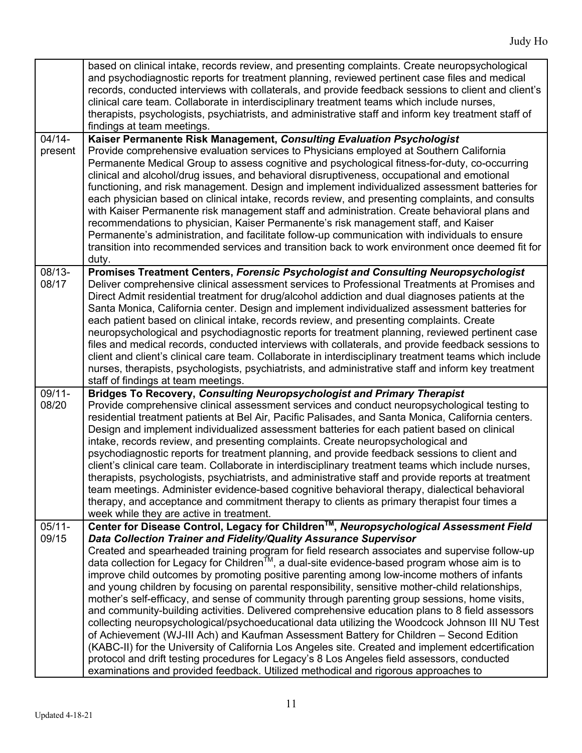| | |
|---|---|
| | based on clinical intake, records review, and presenting complaints. Create neuropsychological and psychodiagnostic reports for treatment planning, reviewed pertinent case files and medical records, conducted interviews with collaterals, and provide feedback sessions to client and client's clinical care team. Collaborate in interdisciplinary treatment teams which include nurses, therapists, psychologists, psychiatrists, and administrative staff and inform key treatment staff of findings at team meetings. |
| 04/14-present | **Kaiser Permanente Risk Management, *Consulting Evaluation Psychologist*** Provide comprehensive evaluation services to Physicians employed at Southern California Permanente Medical Group to assess cognitive and psychological fitness-for-duty, co-occurring clinical and alcohol/drug issues, and behavioral disruptiveness, occupational and emotional functioning, and risk management. Design and implement individualized assessment batteries for each physician based on clinical intake, records review, and presenting complaints, and consults with Kaiser Permanente risk management staff and administration. Create behavioral plans and recommendations to physician, Kaiser Permanente's risk management staff, and Kaiser Permanente's administration, and facilitate follow-up communication with individuals to ensure transition into recommended services and transition back to work environment once deemed fit for duty. |
| 08/13-08/17 | **Promises Treatment Centers, *Forensic Psychologist and Consulting Neuropsychologist*** Deliver comprehensive clinical assessment services to Professional Treatments at Promises and Direct Admit residential treatment for drug/alcohol addiction and dual diagnoses patients at the Santa Monica, California center. Design and implement individualized assessment batteries for each patient based on clinical intake, records review, and presenting complaints. Create neuropsychological and psychodiagnostic reports for treatment planning, reviewed pertinent case files and medical records, conducted interviews with collaterals, and provide feedback sessions to client and client's clinical care team. Collaborate in interdisciplinary treatment teams which include nurses, therapists, psychologists, psychiatrists, and administrative staff and inform key treatment staff of findings at team meetings. |
| 09/11-08/20 | **Bridges To Recovery, *Consulting Neuropsychologist and Primary Therapist*** Provide comprehensive clinical assessment services and conduct neuropsychological testing to residential treatment patients at Bel Air, Pacific Palisades, and Santa Monica, California centers. Design and implement individualized assessment batteries for each patient based on clinical intake, records review, and presenting complaints. Create neuropsychological and psychodiagnostic reports for treatment planning, and provide feedback sessions to client and client's clinical care team. Collaborate in interdisciplinary treatment teams which include nurses, therapists, psychologists, psychiatrists, and administrative staff and provide reports at treatment team meetings. Administer evidence-based cognitive behavioral therapy, dialectical behavioral therapy, and acceptance and commitment therapy to clients as primary therapist four times a week while they are active in treatment. |
| 05/11-09/15 | **Center for Disease Control, Legacy for Children™, *Neuropsychological Assessment Field Data Collection Trainer and Fidelity/Quality Assurance Supervisor*** Created and spearheaded training program for field research associates and supervise follow-up data collection for Legacy for Children™, a dual-site evidence-based program whose aim is to improve child outcomes by promoting positive parenting among low-income mothers of infants and young children by focusing on parental responsibility, sensitive mother-child relationships, mother's self-efficacy, and sense of community through parenting group sessions, home visits, and community-building activities. Delivered comprehensive education plans to 8 field assessors collecting neuropsychological/psychoeducational data utilizing the Woodcock Johnson III NU Test of Achievement (WJ-III Ach) and Kaufman Assessment Battery for Children – Second Edition (KABC-II) for the University of California Los Angeles site. Created and implement edcertification protocol and drift testing procedures for Legacy's 8 Los Angeles field assessors, conducted examinations and provided feedback. Utilized methodical and rigorous approaches to |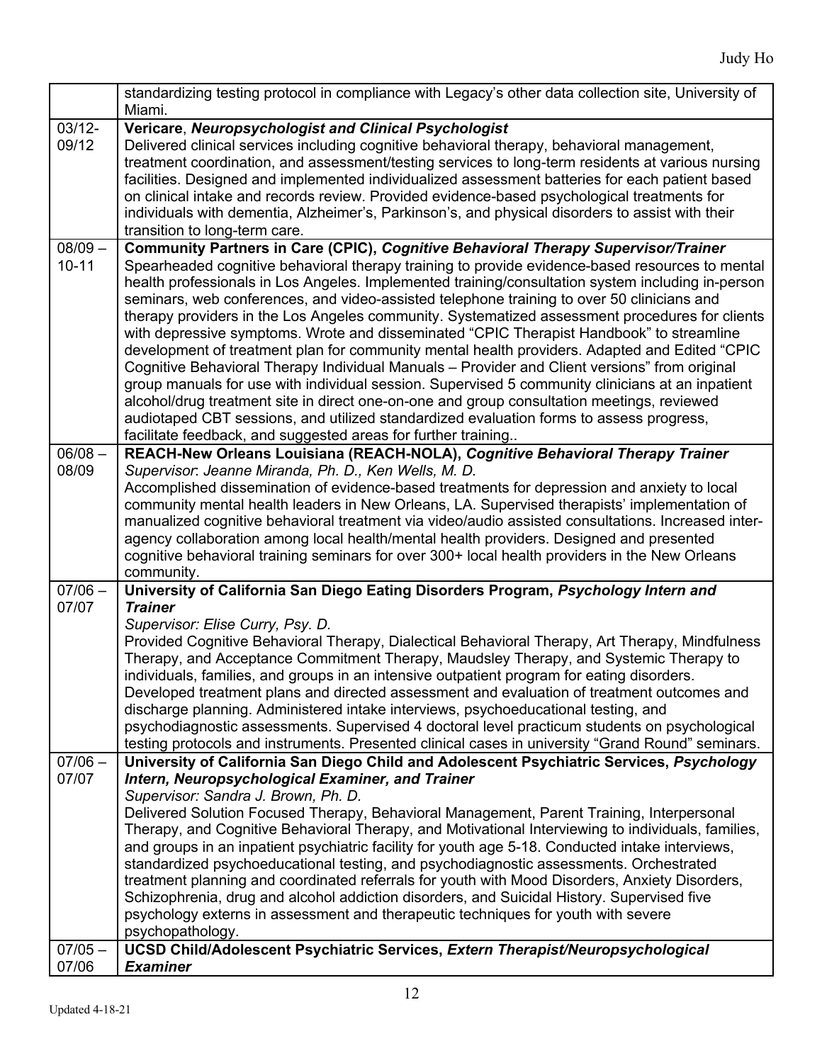| | |
|---|---|
| | standardizing testing protocol in compliance with Legacy's other data collection site, University of Miami. |
| 03/12-09/12 | **Vericare**, ***Neuropsychologist and Clinical Psychologist*** <br> Delivered clinical services including cognitive behavioral therapy, behavioral management, treatment coordination, and assessment/testing services to long-term residents at various nursing facilities. Designed and implemented individualized assessment batteries for each patient based on clinical intake and records review. Provided evidence-based psychological treatments for individuals with dementia, Alzheimer's, Parkinson's, and physical disorders to assist with their transition to long-term care. |
| 08/09 – 10-11 | **Community Partners in Care (CPIC), *Cognitive Behavioral Therapy Supervisor/Trainer*** <br> Spearheaded cognitive behavioral therapy training to provide evidence-based resources to mental health professionals in Los Angeles. Implemented training/consultation system including in-person seminars, web conferences, and video-assisted telephone training to over 50 clinicians and therapy providers in the Los Angeles community. Systematized assessment procedures for clients with depressive symptoms. Wrote and disseminated "CPIC Therapist Handbook" to streamline development of treatment plan for community mental health providers. Adapted and Edited "CPIC Cognitive Behavioral Therapy Individual Manuals – Provider and Client versions" from original group manuals for use with individual session. Supervised 5 community clinicians at an inpatient alcohol/drug treatment site in direct one-on-one and group consultation meetings, reviewed audiotaped CBT sessions, and utilized standardized evaluation forms to assess progress, facilitate feedback, and suggested areas for further training.. |
| 06/08 – 08/09 | **REACH-New Orleans Louisiana (REACH-NOLA), *Cognitive Behavioral Therapy Trainer*** <br> *Supervisor: Jeanne Miranda, Ph. D., Ken Wells, M. D.* <br> Accomplished dissemination of evidence-based treatments for depression and anxiety to local community mental health leaders in New Orleans, LA. Supervised therapists' implementation of manualized cognitive behavioral treatment via video/audio assisted consultations. Increased inter-agency collaboration among local health/mental health providers. Designed and presented cognitive behavioral training seminars for over 300+ local health providers in the New Orleans community. |
| 07/06 – 07/07 | **University of California San Diego Eating Disorders Program, *Psychology Intern and Trainer*** <br> *Supervisor: Elise Curry, Psy. D.* <br> Provided Cognitive Behavioral Therapy, Dialectical Behavioral Therapy, Art Therapy, Mindfulness Therapy, and Acceptance Commitment Therapy, Maudsley Therapy, and Systemic Therapy to individuals, families, and groups in an intensive outpatient program for eating disorders. Developed treatment plans and directed assessment and evaluation of treatment outcomes and discharge planning. Administered intake interviews, psychoeducational testing, and psychodiagnostic assessments. Supervised 4 doctoral level practicum students on psychological testing protocols and instruments. Presented clinical cases in university "Grand Round" seminars. |
| 07/06 – 07/07 | **University of California San Diego Child and Adolescent Psychiatric Services, *Psychology Intern, Neuropsychological Examiner, and Trainer*** <br> *Supervisor: Sandra J. Brown, Ph. D.* <br> Delivered Solution Focused Therapy, Behavioral Management, Parent Training, Interpersonal Therapy, and Cognitive Behavioral Therapy, and Motivational Interviewing to individuals, families, and groups in an inpatient psychiatric facility for youth age 5-18. Conducted intake interviews, standardized psychoeducational testing, and psychodiagnostic assessments. Orchestrated treatment planning and coordinated referrals for youth with Mood Disorders, Anxiety Disorders, Schizophrenia, drug and alcohol addiction disorders, and Suicidal History. Supervised five psychology externs in assessment and therapeutic techniques for youth with severe psychopathology. |
| 07/05 – 07/06 | **UCSD Child/Adolescent Psychiatric Services, *Extern Therapist/Neuropsychological Examiner*** |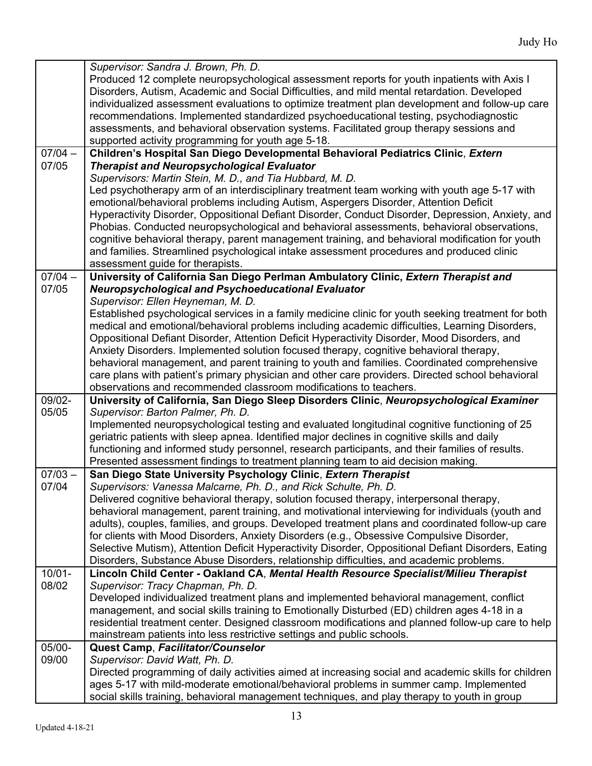| | |
|---|---|
| | *Supervisor: Sandra J. Brown, Ph. D.*<br>Produced 12 complete neuropsychological assessment reports for youth inpatients with Axis I Disorders, Autism, Academic and Social Difficulties, and mild mental retardation. Developed individualized assessment evaluations to optimize treatment plan development and follow-up care recommendations. Implemented standardized psychoeducational testing, psychodiagnostic assessments, and behavioral observation systems. Facilitated group therapy sessions and supported activity programming for youth age 5-18. |
| 07/04 – 07/05 | **Children's Hospital San Diego Developmental Behavioral Pediatrics Clinic**, ***Extern Therapist and Neuropsychological Evaluator***<br>*Supervisors: Martin Stein, M. D., and Tia Hubbard, M. D.*<br>Led psychotherapy arm of an interdisciplinary treatment team working with youth age 5-17 with emotional/behavioral problems including Autism, Aspergers Disorder, Attention Deficit Hyperactivity Disorder, Oppositional Defiant Disorder, Conduct Disorder, Depression, Anxiety, and Phobias. Conducted neuropsychological and behavioral assessments, behavioral observations, cognitive behavioral therapy, parent management training, and behavioral modification for youth and families. Streamlined psychological intake assessment procedures and produced clinic assessment guide for therapists. |
| 07/04 – 07/05 | **University of California San Diego Perlman Ambulatory Clinic, *Extern Therapist and Neuropsychological and Psychoeducational Evaluator***<br>*Supervisor: Ellen Heyneman, M. D.*<br>Established psychological services in a family medicine clinic for youth seeking treatment for both medical and emotional/behavioral problems including academic difficulties, Learning Disorders, Oppositional Defiant Disorder, Attention Deficit Hyperactivity Disorder, Mood Disorders, and Anxiety Disorders. Implemented solution focused therapy, cognitive behavioral therapy, behavioral management, and parent training to youth and families. Coordinated comprehensive care plans with patient's primary physician and other care providers. Directed school behavioral observations and recommended classroom modifications to teachers. |
| 09/02- 05/05 | **University of California, San Diego Sleep Disorders Clinic**, ***Neuropsychological Examiner***<br>*Supervisor: Barton Palmer, Ph. D.*<br>Implemented neuropsychological testing and evaluated longitudinal cognitive functioning of 25 geriatric patients with sleep apnea. Identified major declines in cognitive skills and daily functioning and informed study personnel, research participants, and their families of results. Presented assessment findings to treatment planning team to aid decision making. |
| 07/03 – 07/04 | **San Diego State University Psychology Clinic**, ***Extern Therapist***<br>*Supervisors: Vanessa Malcarne, Ph. D., and Rick Schulte, Ph. D.*<br>Delivered cognitive behavioral therapy, solution focused therapy, interpersonal therapy, behavioral management, parent training, and motivational interviewing for individuals (youth and adults), couples, families, and groups. Developed treatment plans and coordinated follow-up care for clients with Mood Disorders, Anxiety Disorders (e.g., Obsessive Compulsive Disorder, Selective Mutism), Attention Deficit Hyperactivity Disorder, Oppositional Defiant Disorders, Eating Disorders, Substance Abuse Disorders, relationship difficulties, and academic problems. |
| 10/01- 08/02 | **Lincoln Child Center - Oakland CA**, ***Mental Health Resource Specialist/Milieu Therapist***<br>*Supervisor: Tracy Chapman, Ph. D.*<br>Developed individualized treatment plans and implemented behavioral management, conflict management, and social skills training to Emotionally Disturbed (ED) children ages 4-18 in a residential treatment center. Designed classroom modifications and planned follow-up care to help mainstream patients into less restrictive settings and public schools. |
| 05/00- 09/00 | **Quest Camp**, ***Facilitator/Counselor***<br>*Supervisor: David Watt, Ph. D.*<br>Directed programming of daily activities aimed at increasing social and academic skills for children ages 5-17 with mild-moderate emotional/behavioral problems in summer camp. Implemented social skills training, behavioral management techniques, and play therapy to youth in group |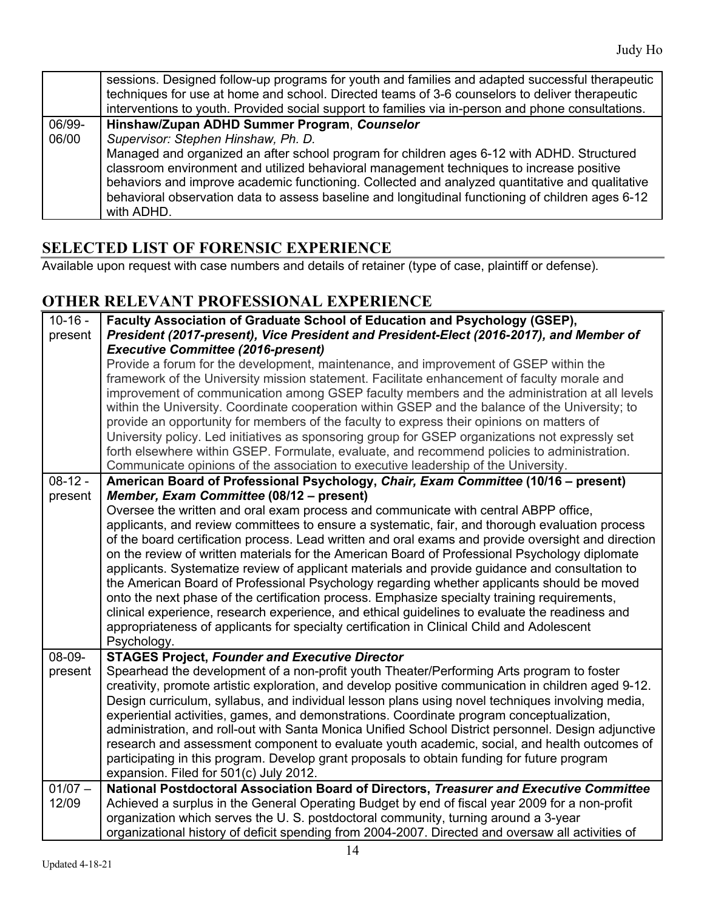| | |
|---|---|
| | sessions. Designed follow-up programs for youth and families and adapted successful therapeutic techniques for use at home and school. Directed teams of 3-6 counselors to deliver therapeutic interventions to youth. Provided social support to families via in-person and phone consultations. |
| 06/99-06/00 | **Hinshaw/Zupan ADHD Summer Program**, ***Counselor***<br>*Supervisor: Stephen Hinshaw, Ph. D.*<br>Managed and organized an after school program for children ages 6-12 with ADHD. Structured classroom environment and utilized behavioral management techniques to increase positive behaviors and improve academic functioning. Collected and analyzed quantitative and qualitative behavioral observation data to assess baseline and longitudinal functioning of children ages 6-12 with ADHD. |

## SELECTED LIST OF FORENSIC EXPERIENCE

Available upon request with case numbers and details of retainer (type of case, plaintiff or defense).

## OTHER RELEVANT PROFESSIONAL EXPERIENCE

| | |
|---|---|
| 10-16 - present | **Faculty Association of Graduate School of Education and Psychology (GSEP),** ***President (2017-present), Vice President and President-Elect (2016-2017), and Member of Executive Committee (2016-present)***<br>Provide a forum for the development, maintenance, and improvement of GSEP within the framework of the University mission statement. Facilitate enhancement of faculty morale and improvement of communication among GSEP faculty members and the administration at all levels within the University. Coordinate cooperation within GSEP and the balance of the University; to provide an opportunity for members of the faculty to express their opinions on matters of University policy. Led initiatives as sponsoring group for GSEP organizations not expressly set forth elsewhere within GSEP. Formulate, evaluate, and recommend policies to administration. Communicate opinions of the association to executive leadership of the University. |
| 08-12 - present | **American Board of Professional Psychology, *Chair, Exam Committee* (10/16 – present)** ***Member, Exam Committee* (08/12 – present)**<br>Oversee the written and oral exam process and communicate with central ABPP office, applicants, and review committees to ensure a systematic, fair, and thorough evaluation process of the board certification process. Lead written and oral exams and provide oversight and direction on the review of written materials for the American Board of Professional Psychology diplomate applicants. Systematize review of applicant materials and provide guidance and consultation to the American Board of Professional Psychology regarding whether applicants should be moved onto the next phase of the certification process. Emphasize specialty training requirements, clinical experience, research experience, and ethical guidelines to evaluate the readiness and appropriateness of applicants for specialty certification in Clinical Child and Adolescent Psychology. |
| 08-09- present | **STAGES Project, *Founder and Executive Director***<br>Spearhead the development of a non-profit youth Theater/Performing Arts program to foster creativity, promote artistic exploration, and develop positive communication in children aged 9-12. Design curriculum, syllabus, and individual lesson plans using novel techniques involving media, experiential activities, games, and demonstrations. Coordinate program conceptualization, administration, and roll-out with Santa Monica Unified School District personnel. Design adjunctive research and assessment component to evaluate youth academic, social, and health outcomes of participating in this program. Develop grant proposals to obtain funding for future program expansion. Filed for 501(c) July 2012. |
| 01/07 – 12/09 | **National Postdoctoral Association Board of Directors, *Treasurer and Executive Committee***<br>Achieved a surplus in the General Operating Budget by end of fiscal year 2009 for a non-profit organization which serves the U. S. postdoctoral community, turning around a 3-year organizational history of deficit spending from 2004-2007. Directed and oversaw all activities of |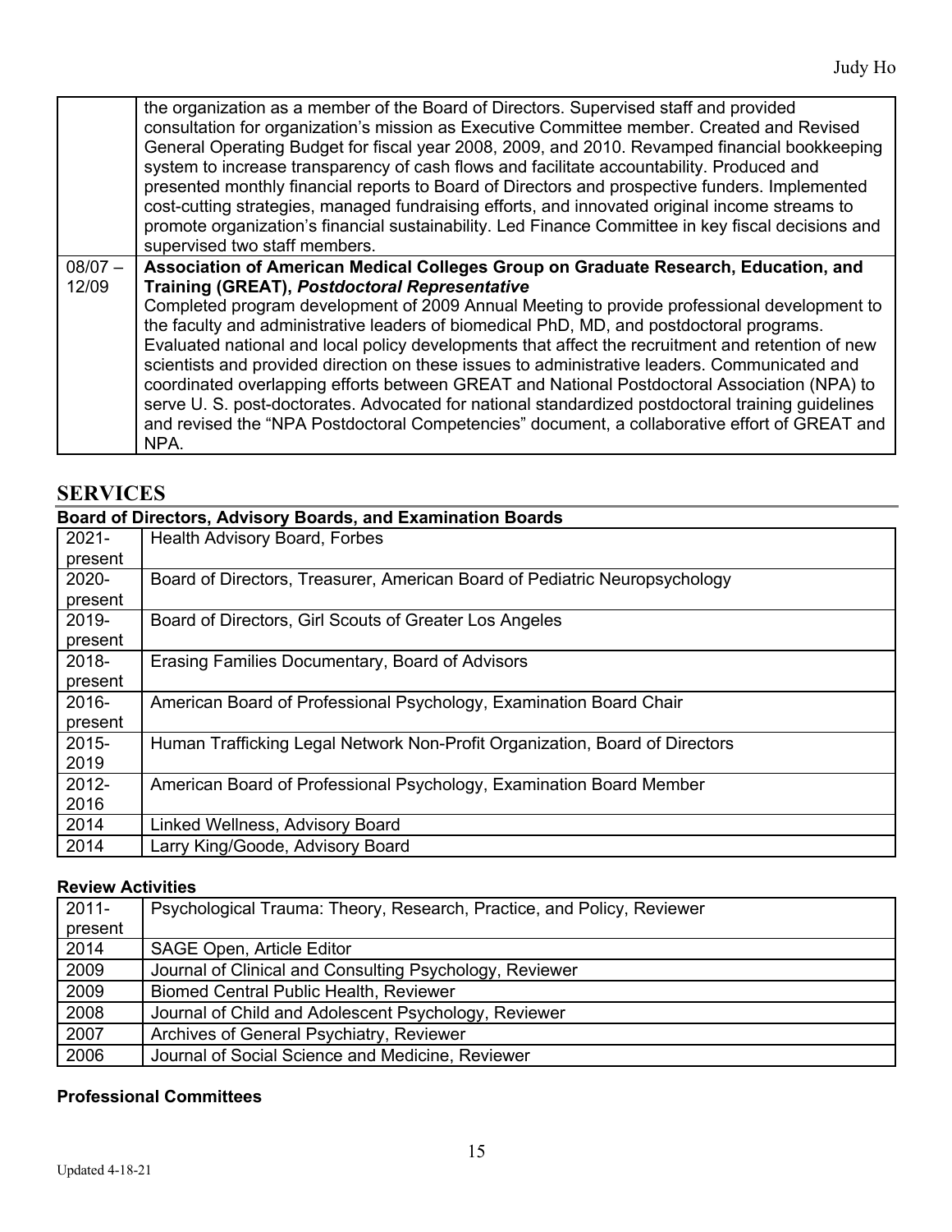| | |
|---|---|
| | the organization as a member of the Board of Directors. Supervised staff and provided consultation for organization's mission as Executive Committee member. Created and Revised General Operating Budget for fiscal year 2008, 2009, and 2010. Revamped financial bookkeeping system to increase transparency of cash flows and facilitate accountability. Produced and presented monthly financial reports to Board of Directors and prospective funders. Implemented cost-cutting strategies, managed fundraising efforts, and innovated original income streams to promote organization's financial sustainability. Led Finance Committee in key fiscal decisions and supervised two staff members. |
| 08/07 – 12/09 | **Association of American Medical Colleges Group on Graduate Research, Education, and Training (GREAT), *Postdoctoral Representative*** Completed program development of 2009 Annual Meeting to provide professional development to the faculty and administrative leaders of biomedical PhD, MD, and postdoctoral programs. Evaluated national and local policy developments that affect the recruitment and retention of new scientists and provided direction on these issues to administrative leaders. Communicated and coordinated overlapping efforts between GREAT and National Postdoctoral Association (NPA) to serve U. S. post-doctorates. Advocated for national standardized postdoctoral training guidelines and revised the "NPA Postdoctoral Competencies" document, a collaborative effort of GREAT and NPA. |

# SERVICES

**Board of Directors, Advisory Boards, and Examination Boards**

| | |
|---|---|
| 2021-present | Health Advisory Board, Forbes |
| 2020-present | Board of Directors, Treasurer, American Board of Pediatric Neuropsychology |
| 2019-present | Board of Directors, Girl Scouts of Greater Los Angeles |
| 2018-present | Erasing Families Documentary, Board of Advisors |
| 2016-present | American Board of Professional Psychology, Examination Board Chair |
| 2015-2019 | Human Trafficking Legal Network Non-Profit Organization, Board of Directors |
| 2012-2016 | American Board of Professional Psychology, Examination Board Member |
| 2014 | Linked Wellness, Advisory Board |
| 2014 | Larry King/Goode, Advisory Board |

**Review Activities**

| | |
|---|---|
| 2011-present | Psychological Trauma: Theory, Research, Practice, and Policy, Reviewer |
| 2014 | SAGE Open, Article Editor |
| 2009 | Journal of Clinical and Consulting Psychology, Reviewer |
| 2009 | Biomed Central Public Health, Reviewer |
| 2008 | Journal of Child and Adolescent Psychology, Reviewer |
| 2007 | Archives of General Psychiatry, Reviewer |
| 2006 | Journal of Social Science and Medicine, Reviewer |

**Professional Committees**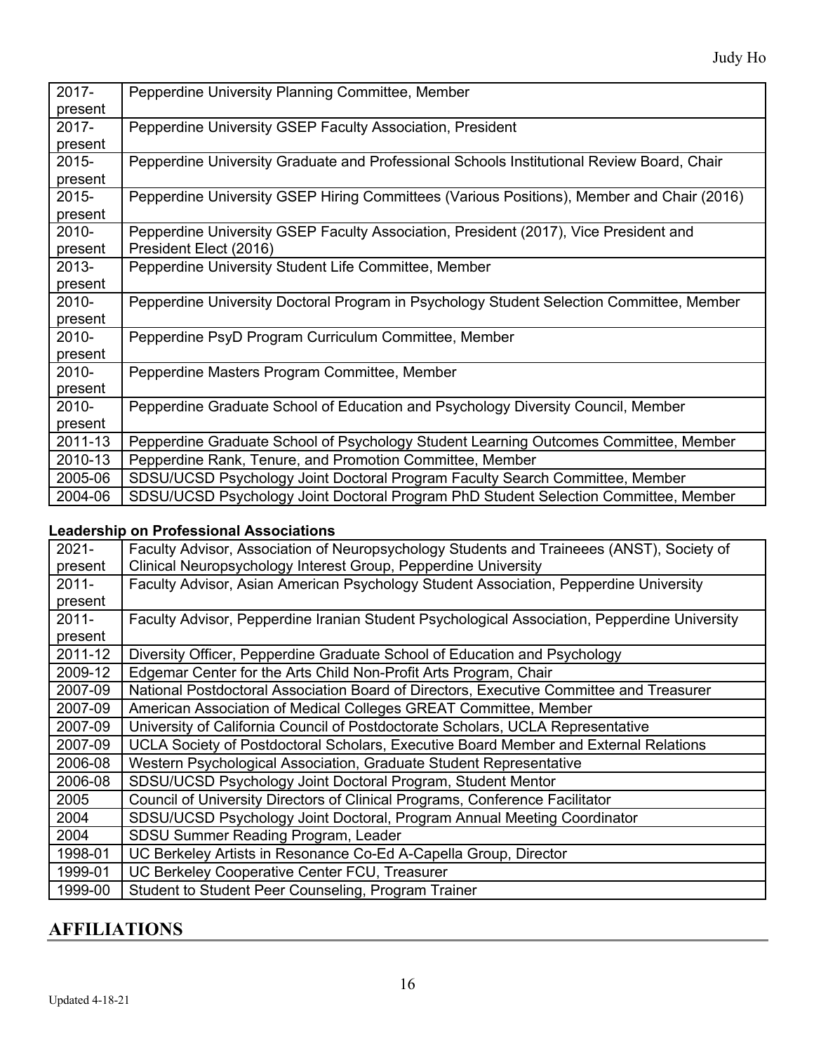| | |
|---|---|
| 2017-present | Pepperdine University Planning Committee, Member |
| 2017-present | Pepperdine University GSEP Faculty Association, President |
| 2015-present | Pepperdine University Graduate and Professional Schools Institutional Review Board, Chair |
| 2015-present | Pepperdine University GSEP Hiring Committees (Various Positions), Member and Chair (2016) |
| 2010-present | Pepperdine University GSEP Faculty Association, President (2017), Vice President and President Elect (2016) |
| 2013-present | Pepperdine University Student Life Committee, Member |
| 2010-present | Pepperdine University Doctoral Program in Psychology Student Selection Committee, Member |
| 2010-present | Pepperdine PsyD Program Curriculum Committee, Member |
| 2010-present | Pepperdine Masters Program Committee, Member |
| 2010-present | Pepperdine Graduate School of Education and Psychology Diversity Council, Member |
| 2011-13 | Pepperdine Graduate School of Psychology Student Learning Outcomes Committee, Member |
| 2010-13 | Pepperdine Rank, Tenure, and Promotion Committee, Member |
| 2005-06 | SDSU/UCSD Psychology Joint Doctoral Program Faculty Search Committee, Member |
| 2004-06 | SDSU/UCSD Psychology Joint Doctoral Program PhD Student Selection Committee, Member |

**Leadership on Professional Associations**

| | |
|---|---|
| 2021-present | Faculty Advisor, Association of Neuropsychology Students and Traineees (ANST), Society of Clinical Neuropsychology Interest Group, Pepperdine University |
| 2011-present | Faculty Advisor, Asian American Psychology Student Association, Pepperdine University |
| 2011-present | Faculty Advisor, Pepperdine Iranian Student Psychological Association, Pepperdine University |
| 2011-12 | Diversity Officer, Pepperdine Graduate School of Education and Psychology |
| 2009-12 | Edgemar Center for the Arts Child Non-Profit Arts Program, Chair |
| 2007-09 | National Postdoctoral Association Board of Directors, Executive Committee and Treasurer |
| 2007-09 | American Association of Medical Colleges GREAT Committee, Member |
| 2007-09 | University of California Council of Postdoctorate Scholars, UCLA Representative |
| 2007-09 | UCLA Society of Postdoctoral Scholars, Executive Board Member and External Relations |
| 2006-08 | Western Psychological Association, Graduate Student Representative |
| 2006-08 | SDSU/UCSD Psychology Joint Doctoral Program, Student Mentor |
| 2005 | Council of University Directors of Clinical Programs, Conference Facilitator |
| 2004 | SDSU/UCSD Psychology Joint Doctoral, Program Annual Meeting Coordinator |
| 2004 | SDSU Summer Reading Program, Leader |
| 1998-01 | UC Berkeley Artists in Resonance Co-Ed A-Capella Group, Director |
| 1999-01 | UC Berkeley Cooperative Center FCU, Treasurer |
| 1999-00 | Student to Student Peer Counseling, Program Trainer |

# AFFILIATIONS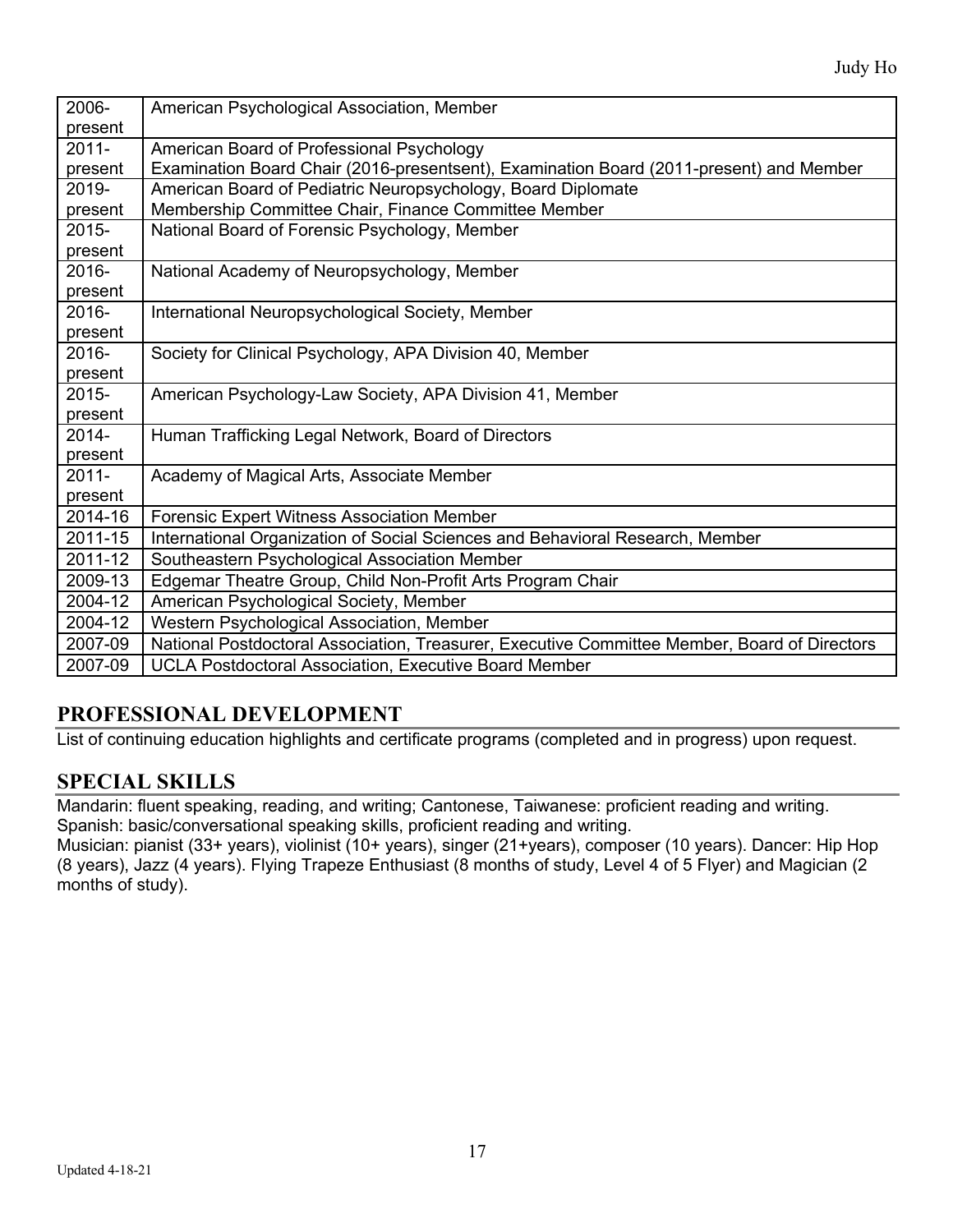| | |
|---|---|
| 2006-present | American Psychological Association, Member |
| 2011-present | American Board of Professional Psychology<br>Examination Board Chair (2016-presentsent), Examination Board (2011-present) and Member |
| 2019-present | American Board of Pediatric Neuropsychology, Board Diplomate<br>Membership Committee Chair, Finance Committee Member |
| 2015-present | National Board of Forensic Psychology, Member |
| 2016-present | National Academy of Neuropsychology, Member |
| 2016-present | International Neuropsychological Society, Member |
| 2016-present | Society for Clinical Psychology, APA Division 40, Member |
| 2015-present | American Psychology-Law Society, APA Division 41, Member |
| 2014-present | Human Trafficking Legal Network, Board of Directors |
| 2011-present | Academy of Magical Arts, Associate Member |
| 2014-16 | Forensic Expert Witness Association Member |
| 2011-15 | International Organization of Social Sciences and Behavioral Research, Member |
| 2011-12 | Southeastern Psychological Association Member |
| 2009-13 | Edgemar Theatre Group, Child Non-Profit Arts Program Chair |
| 2004-12 | American Psychological Society, Member |
| 2004-12 | Western Psychological Association, Member |
| 2007-09 | National Postdoctoral Association, Treasurer, Executive Committee Member, Board of Directors |
| 2007-09 | UCLA Postdoctoral Association, Executive Board Member |

## PROFESSIONAL DEVELOPMENT

List of continuing education highlights and certificate programs (completed and in progress) upon request.

## SPECIAL SKILLS

Mandarin: fluent speaking, reading, and writing; Cantonese, Taiwanese: proficient reading and writing.
Spanish: basic/conversational speaking skills, proficient reading and writing.
Musician: pianist (33+ years), violinist (10+ years), singer (21+years), composer (10 years). Dancer: Hip Hop (8 years), Jazz (4 years). Flying Trapeze Enthusiast (8 months of study, Level 4 of 5 Flyer) and Magician (2 months of study).

Updated 4-18-21